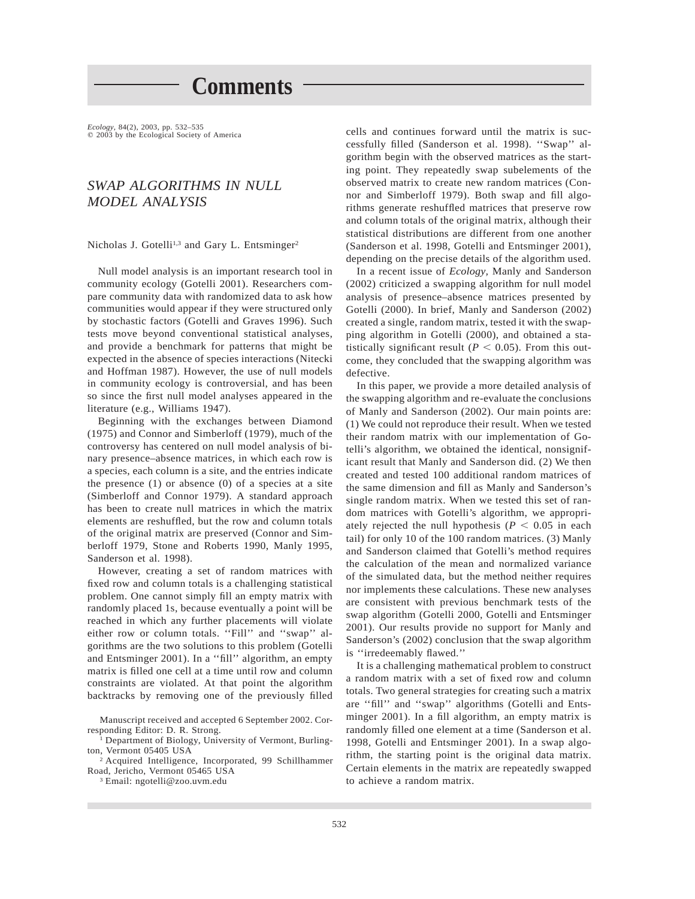# Comments

*Ecology,* 84(2), 2003, pp. 532–535
© 2003 by the Ecological Society of America

## *SWAP ALGORITHMS IN NULL MODEL ANALYSIS*

Nicholas J. Gotelli[1,3] and Gary L. Entsminger[2]

Null model analysis is an important research tool in community ecology (Gotelli 2001). Researchers compare community data with randomized data to ask how communities would appear if they were structured only by stochastic factors (Gotelli and Graves 1996). Such tests move beyond conventional statistical analyses, and provide a benchmark for patterns that might be expected in the absence of species interactions (Nitecki and Hoffman 1987). However, the use of null models in community ecology is controversial, and has been so since the first null model analyses appeared in the literature (e.g., Williams 1947).

Beginning with the exchanges between Diamond (1975) and Connor and Simberloff (1979), much of the controversy has centered on null model analysis of binary presence–absence matrices, in which each row is a species, each column is a site, and the entries indicate the presence (1) or absence (0) of a species at a site (Simberloff and Connor 1979). A standard approach has been to create null matrices in which the matrix elements are reshuffled, but the row and column totals of the original matrix are preserved (Connor and Simberloff 1979, Stone and Roberts 1990, Manly 1995, Sanderson et al. 1998).

However, creating a set of random matrices with fixed row and column totals is a challenging statistical problem. One cannot simply fill an empty matrix with randomly placed 1s, because eventually a point will be reached in which any further placements will violate either row or column totals. ''Fill'' and ''swap'' algorithms are the two solutions to this problem (Gotelli and Entsminger 2001). In a ''fill'' algorithm, an empty matrix is filled one cell at a time until row and column constraints are violated. At that point the algorithm backtracks by removing one of the previously filled cells and continues forward until the matrix is successfully filled (Sanderson et al. 1998). ''Swap'' algorithm begin with the observed matrices as the starting point. They repeatedly swap subelements of the observed matrix to create new random matrices (Connor and Simberloff 1979). Both swap and fill algorithms generate reshuffled matrices that preserve row and column totals of the original matrix, although their statistical distributions are different from one another (Sanderson et al. 1998, Gotelli and Entsminger 2001), depending on the precise details of the algorithm used.

In a recent issue of *Ecology,* Manly and Sanderson (2002) criticized a swapping algorithm for null model analysis of presence–absence matrices presented by Gotelli (2000). In brief, Manly and Sanderson (2002) created a single, random matrix, tested it with the swapping algorithm in Gotelli (2000), and obtained a statistically significant result ($P < 0.05$). From this outcome, they concluded that the swapping algorithm was defective.

In this paper, we provide a more detailed analysis of the swapping algorithm and re-evaluate the conclusions of Manly and Sanderson (2002). Our main points are: (1) We could not reproduce their result. When we tested their random matrix with our implementation of Gotelli's algorithm, we obtained the identical, nonsignificant result that Manly and Sanderson did. (2) We then created and tested 100 additional random matrices of the same dimension and fill as Manly and Sanderson's single random matrix. When we tested this set of random matrices with Gotelli's algorithm, we appropriately rejected the null hypothesis ($P < 0.05$ in each tail) for only 10 of the 100 random matrices. (3) Manly and Sanderson claimed that Gotelli's method requires the calculation of the mean and normalized variance of the simulated data, but the method neither requires nor implements these calculations. These new analyses are consistent with previous benchmark tests of the swap algorithm (Gotelli 2000, Gotelli and Entsminger 2001). Our results provide no support for Manly and Sanderson's (2002) conclusion that the swap algorithm is ''irredeemably flawed.''

It is a challenging mathematical problem to construct a random matrix with a set of fixed row and column totals. Two general strategies for creating such a matrix are ''fill'' and ''swap'' algorithms (Gotelli and Entsminger 2001). In a fill algorithm, an empty matrix is randomly filled one element at a time (Sanderson et al. 1998, Gotelli and Entsminger 2001). In a swap algorithm, the starting point is the original data matrix. Certain elements in the matrix are repeatedly swapped to achieve a random matrix.

---

Manuscript received and accepted 6 September 2002. Corresponding Editor: D. R. Strong.

[1] Department of Biology, University of Vermont, Burlington, Vermont 05405 USA

[2] Acquired Intelligence, Incorporated, 99 Schillhammer Road, Jericho, Vermont 05465 USA

[3] Email: ngotelli@zoo.uvm.edu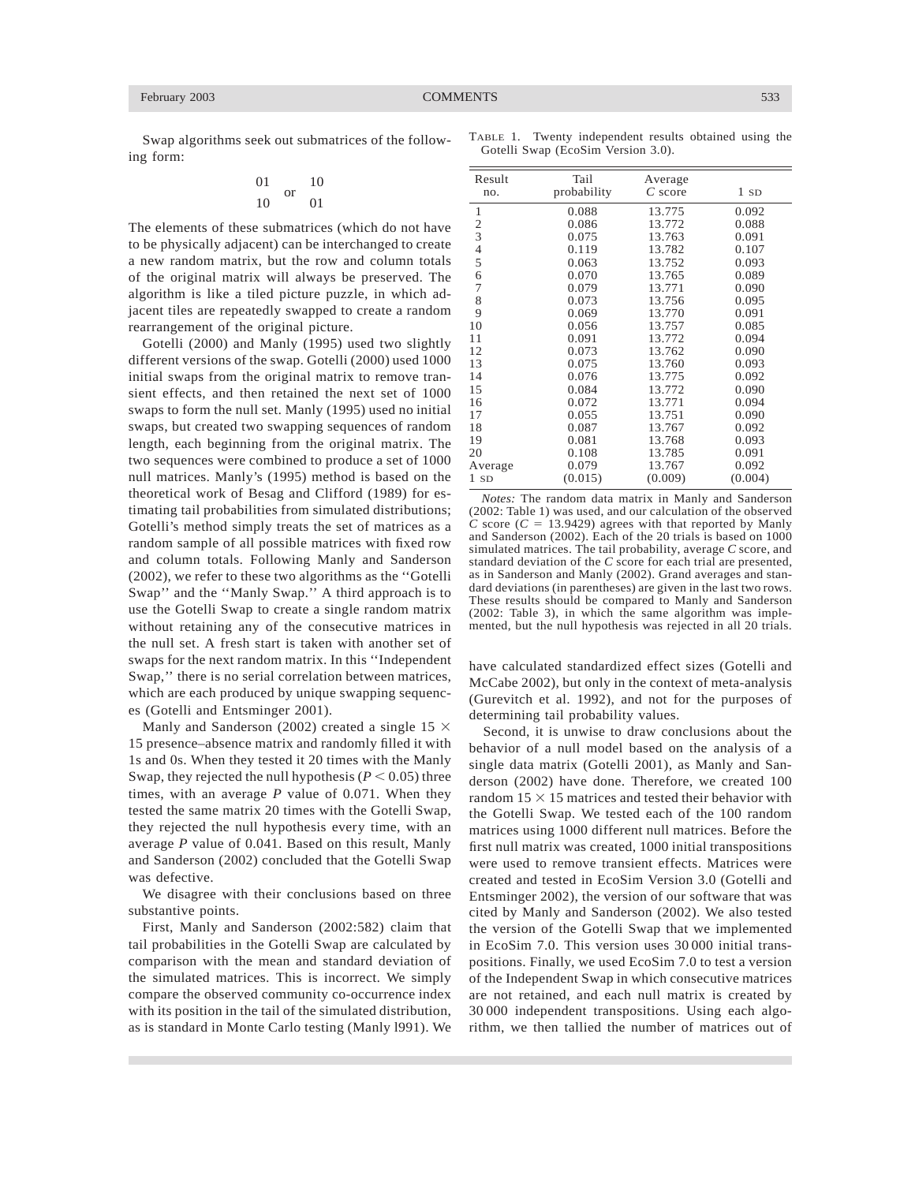Swap algorithms seek out submatrices of the following form:

$$\begin{matrix} 01 \\ 10 \end{matrix} \quad \text{or} \quad \begin{matrix} 10 \\ 01 \end{matrix}$$

The elements of these submatrices (which do not have to be physically adjacent) can be interchanged to create a new random matrix, but the row and column totals of the original matrix will always be preserved. The algorithm is like a tiled picture puzzle, in which adjacent tiles are repeatedly swapped to create a random rearrangement of the original picture.

Gotelli (2000) and Manly (1995) used two slightly different versions of the swap. Gotelli (2000) used 1000 initial swaps from the original matrix to remove transient effects, and then retained the next set of 1000 swaps to form the null set. Manly (1995) used no initial swaps, but created two swapping sequences of random length, each beginning from the original matrix. The two sequences were combined to produce a set of 1000 null matrices. Manly's (1995) method is based on the theoretical work of Besag and Clifford (1989) for estimating tail probabilities from simulated distributions; Gotelli's method simply treats the set of matrices as a random sample of all possible matrices with fixed row and column totals. Following Manly and Sanderson (2002), we refer to these two algorithms as the ''Gotelli Swap'' and the ''Manly Swap.'' A third approach is to use the Gotelli Swap to create a single random matrix without retaining any of the consecutive matrices in the null set. A fresh start is taken with another set of swaps for the next random matrix. In this ''Independent Swap,'' there is no serial correlation between matrices, which are each produced by unique swapping sequences (Gotelli and Entsminger 2001).

Manly and Sanderson (2002) created a single 15 × 15 presence–absence matrix and randomly filled it with 1s and 0s. When they tested it 20 times with the Manly Swap, they rejected the null hypothesis ($P < 0.05$) three times, with an average $P$ value of 0.071. When they tested the same matrix 20 times with the Gotelli Swap, they rejected the null hypothesis every time, with an average $P$ value of 0.041. Based on this result, Manly and Sanderson (2002) concluded that the Gotelli Swap was defective.

We disagree with their conclusions based on three substantive points.

First, Manly and Sanderson (2002:582) claim that tail probabilities in the Gotelli Swap are calculated by comparison with the mean and standard deviation of the simulated matrices. This is incorrect. We simply compare the observed community co-occurrence index with its position in the tail of the simulated distribution, as is standard in Monte Carlo testing (Manly l991). We have calculated standardized effect sizes (Gotelli and McCabe 2002), but only in the context of meta-analysis (Gurevitch et al. 1992), and not for the purposes of determining tail probability values.

Second, it is unwise to draw conclusions about the behavior of a null model based on the analysis of a single data matrix (Gotelli 2001), as Manly and Sanderson (2002) have done. Therefore, we created 100 random 15 × 15 matrices and tested their behavior with the Gotelli Swap. We tested each of the 100 random matrices using 1000 different null matrices. Before the first null matrix was created, 1000 initial transpositions were used to remove transient effects. Matrices were created and tested in EcoSim Version 3.0 (Gotelli and Entsminger 2002), the version of our software that was cited by Manly and Sanderson (2002). We also tested the version of the Gotelli Swap that we implemented in EcoSim 7.0. This version uses 30 000 initial transpositions. Finally, we used EcoSim 7.0 to test a version of the Independent Swap in which consecutive matrices are not retained, and each null matrix is created by 30 000 independent transpositions. Using each algorithm, we then tallied the number of matrices out of

TABLE 1. Twenty independent results obtained using the Gotelli Swap (EcoSim Version 3.0).

| Result no. | Tail probability | Average $C$ score | 1 SD |
|---|---|---|---|
| 1 | 0.088 | 13.775 | 0.092 |
| 2 | 0.086 | 13.772 | 0.088 |
| 3 | 0.075 | 13.763 | 0.091 |
| 4 | 0.119 | 13.782 | 0.107 |
| 5 | 0.063 | 13.752 | 0.093 |
| 6 | 0.070 | 13.765 | 0.089 |
| 7 | 0.079 | 13.771 | 0.090 |
| 8 | 0.073 | 13.756 | 0.095 |
| 9 | 0.069 | 13.770 | 0.091 |
| 10 | 0.056 | 13.757 | 0.085 |
| 11 | 0.091 | 13.772 | 0.094 |
| 12 | 0.073 | 13.762 | 0.090 |
| 13 | 0.075 | 13.760 | 0.093 |
| 14 | 0.076 | 13.775 | 0.092 |
| 15 | 0.084 | 13.772 | 0.090 |
| 16 | 0.072 | 13.771 | 0.094 |
| 17 | 0.055 | 13.751 | 0.090 |
| 18 | 0.087 | 13.767 | 0.092 |
| 19 | 0.081 | 13.768 | 0.093 |
| 20 | 0.108 | 13.785 | 0.091 |
| Average | 0.079 | 13.767 | 0.092 |
| 1 SD | (0.015) | (0.009) | (0.004) |

*Notes:* The random data matrix in Manly and Sanderson (2002: Table 1) was used, and our calculation of the observed $C$ score ($C$ = 13.9429) agrees with that reported by Manly and Sanderson (2002). Each of the 20 trials is based on 1000 simulated matrices. The tail probability, average $C$ score, and standard deviation of the $C$ score for each trial are presented, as in Sanderson and Manly (2002). Grand averages and standard deviations (in parentheses) are given in the last two rows. These results should be compared to Manly and Sanderson (2002: Table 3), in which the same algorithm was implemented, but the null hypothesis was rejected in all 20 trials.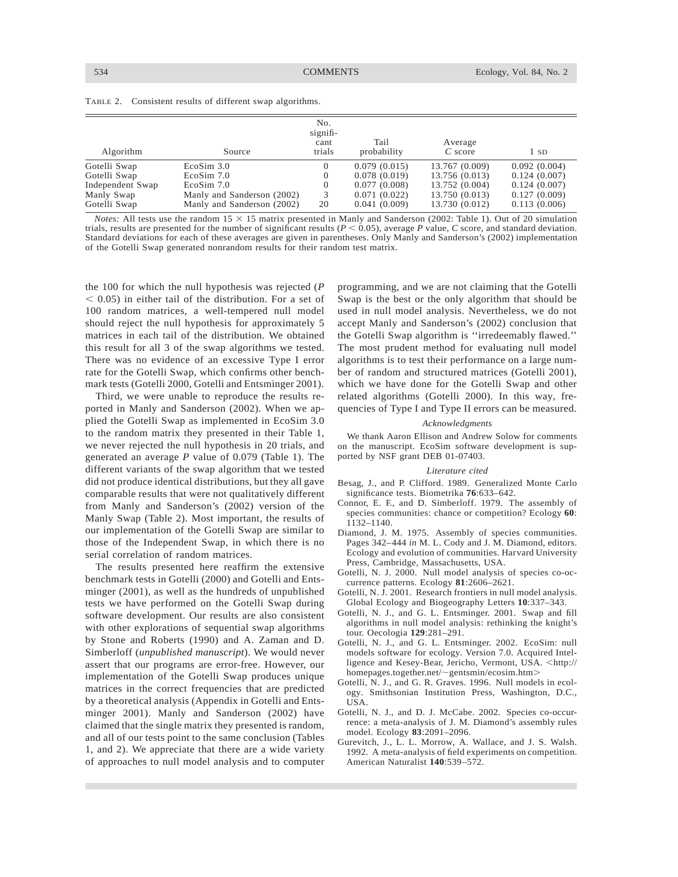TABLE 2. Consistent results of different swap algorithms.

| Algorithm | Source | No. significant trials | Tail probability | Average $C$ score | 1 SD |
|---|---|---|---|---|---|
| Gotelli Swap | EcoSim 3.0 | 0 | 0.079 (0.015) | 13.767 (0.009) | 0.092 (0.004) |
| Gotelli Swap | EcoSim 7.0 | 0 | 0.078 (0.019) | 13.756 (0.013) | 0.124 (0.007) |
| Independent Swap | EcoSim 7.0 | 0 | 0.077 (0.008) | 13.752 (0.004) | 0.124 (0.007) |
| Manly Swap | Manly and Sanderson (2002) | 3 | 0.071 (0.022) | 13.750 (0.013) | 0.127 (0.009) |
| Gotelli Swap | Manly and Sanderson (2002) | 20 | 0.041 (0.009) | 13.730 (0.012) | 0.113 (0.006) |

*Notes:* All tests use the random $15 \times 15$ matrix presented in Manly and Sanderson (2002: Table 1). Out of 20 simulation trials, results are presented for the number of significant results ($P < 0.05$), average $P$ value, $C$ score, and standard deviation. Standard deviations for each of these averages are given in parentheses. Only Manly and Sanderson's (2002) implementation of the Gotelli Swap generated nonrandom results for their random test matrix.

the 100 for which the null hypothesis was rejected ($P < 0.05$) in either tail of the distribution. For a set of 100 random matrices, a well-tempered null model should reject the null hypothesis for approximately 5 matrices in each tail of the distribution. We obtained this result for all 3 of the swap algorithms we tested. There was no evidence of an excessive Type I error rate for the Gotelli Swap, which confirms other benchmark tests (Gotelli 2000, Gotelli and Entsminger 2001).

Third, we were unable to reproduce the results reported in Manly and Sanderson (2002). When we applied the Gotelli Swap as implemented in EcoSim 3.0 to the random matrix they presented in their Table 1, we never rejected the null hypothesis in 20 trials, and generated an average $P$ value of 0.079 (Table 1). The different variants of the swap algorithm that we tested did not produce identical distributions, but they all gave comparable results that were not qualitatively different from Manly and Sanderson's (2002) version of the Manly Swap (Table 2). Most important, the results of our implementation of the Gotelli Swap are similar to those of the Independent Swap, in which there is no serial correlation of random matrices.

The results presented here reaffirm the extensive benchmark tests in Gotelli (2000) and Gotelli and Entsminger (2001), as well as the hundreds of unpublished tests we have performed on the Gotelli Swap during software development. Our results are also consistent with other explorations of sequential swap algorithms by Stone and Roberts (1990) and A. Zaman and D. Simberloff (*unpublished manuscript*). We would never assert that our programs are error-free. However, our implementation of the Gotelli Swap produces unique matrices in the correct frequencies that are predicted by a theoretical analysis (Appendix in Gotelli and Entsminger 2001). Manly and Sanderson (2002) have claimed that the single matrix they presented is random, and all of our tests point to the same conclusion (Tables 1, and 2). We appreciate that there are a wide variety of approaches to null model analysis and to computer programming, and we are not claiming that the Gotelli Swap is the best or the only algorithm that should be used in null model analysis. Nevertheless, we do not accept Manly and Sanderson's (2002) conclusion that the Gotelli Swap algorithm is ''irredeemably flawed.'' The most prudent method for evaluating null model algorithms is to test their performance on a large number of random and structured matrices (Gotelli 2001), which we have done for the Gotelli Swap and other related algorithms (Gotelli 2000). In this way, frequencies of Type I and Type II errors can be measured.

### *Acknowledgments*

We thank Aaron Ellison and Andrew Solow for comments on the manuscript. EcoSim software development is supported by NSF grant DEB 01-07403.

### *Literature cited*

Besag, J., and P. Clifford. 1989. Generalized Monte Carlo significance tests. Biometrika **76**:633–642.

Connor, E. F., and D. Simberloff. 1979. The assembly of species communities: chance or competition? Ecology **60**: 1132–1140.

Diamond, J. M. 1975. Assembly of species communities. Pages 342–444 *in* M. L. Cody and J. M. Diamond, editors. Ecology and evolution of communities. Harvard University Press, Cambridge, Massachusetts, USA.

Gotelli, N. J. 2000. Null model analysis of species co-occurrence patterns. Ecology **81**:2606–2621.

Gotelli, N. J. 2001. Research frontiers in null model analysis. Global Ecology and Biogeography Letters **10**:337–343.

Gotelli, N. J., and G. L. Entsminger. 2001. Swap and fill algorithms in null model analysis: rethinking the knight's tour. Oecologia **129**:281–291.

Gotelli, N. J., and G. L. Entsminger. 2002. EcoSim: null models software for ecology. Version 7.0. Acquired Intelligence and Kesey-Bear, Jericho, Vermont, USA. <http://homepages.together.net/~gentsmin/ecosim.htm>

Gotelli, N. J., and G. R. Graves. 1996. Null models in ecology. Smithsonian Institution Press, Washington, D.C., USA.

Gotelli, N. J., and D. J. McCabe. 2002. Species co-occurrence: a meta-analysis of J. M. Diamond's assembly rules model. Ecology **83**:2091–2096.

Gurevitch, J., L. L. Morrow, A. Wallace, and J. S. Walsh. 1992. A meta-analysis of field experiments on competition. American Naturalist **140**:539–572.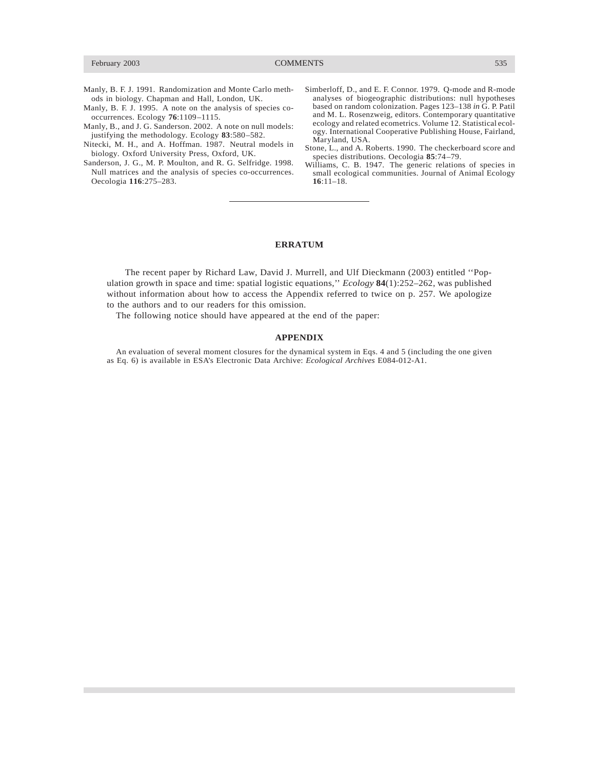Manly, B. F. J. 1991. Randomization and Monte Carlo methods in biology. Chapman and Hall, London, UK.

Manly, B. F. J. 1995. A note on the analysis of species co-occurrences. Ecology **76**:1109–1115.

Manly, B., and J. G. Sanderson. 2002. A note on null models: justifying the methodology. Ecology **83**:580–582.

Nitecki, M. H., and A. Hoffman. 1987. Neutral models in biology. Oxford University Press, Oxford, UK.

Sanderson, J. G., M. P. Moulton, and R. G. Selfridge. 1998. Null matrices and the analysis of species co-occurrences. Oecologia **116**:275–283.

Simberloff, D., and E. F. Connor. 1979. Q-mode and R-mode analyses of biogeographic distributions: null hypotheses based on random colonization. Pages 123–138 *in* G. P. Patil and M. L. Rosenzweig, editors. Contemporary quantitative ecology and related ecometrics. Volume 12. Statistical ecology. International Cooperative Publishing House, Fairland, Maryland, USA.

Stone, L., and A. Roberts. 1990. The checkerboard score and species distributions. Oecologia **85**:74–79.

Williams, C. B. 1947. The generic relations of species in small ecological communities. Journal of Animal Ecology **16**:11–18.

---

## ERRATUM

The recent paper by Richard Law, David J. Murrell, and Ulf Dieckmann (2003) entitled ''Population growth in space and time: spatial logistic equations,'' *Ecology* **84**(1):252–262, was published without information about how to access the Appendix referred to twice on p. 257. We apologize to the authors and to our readers for this omission.

The following notice should have appeared at the end of the paper:

### APPENDIX

An evaluation of several moment closures for the dynamical system in Eqs. 4 and 5 (including the one given as Eq. 6) is available in ESA's Electronic Data Archive: *Ecological Archives* E084-012-A1.